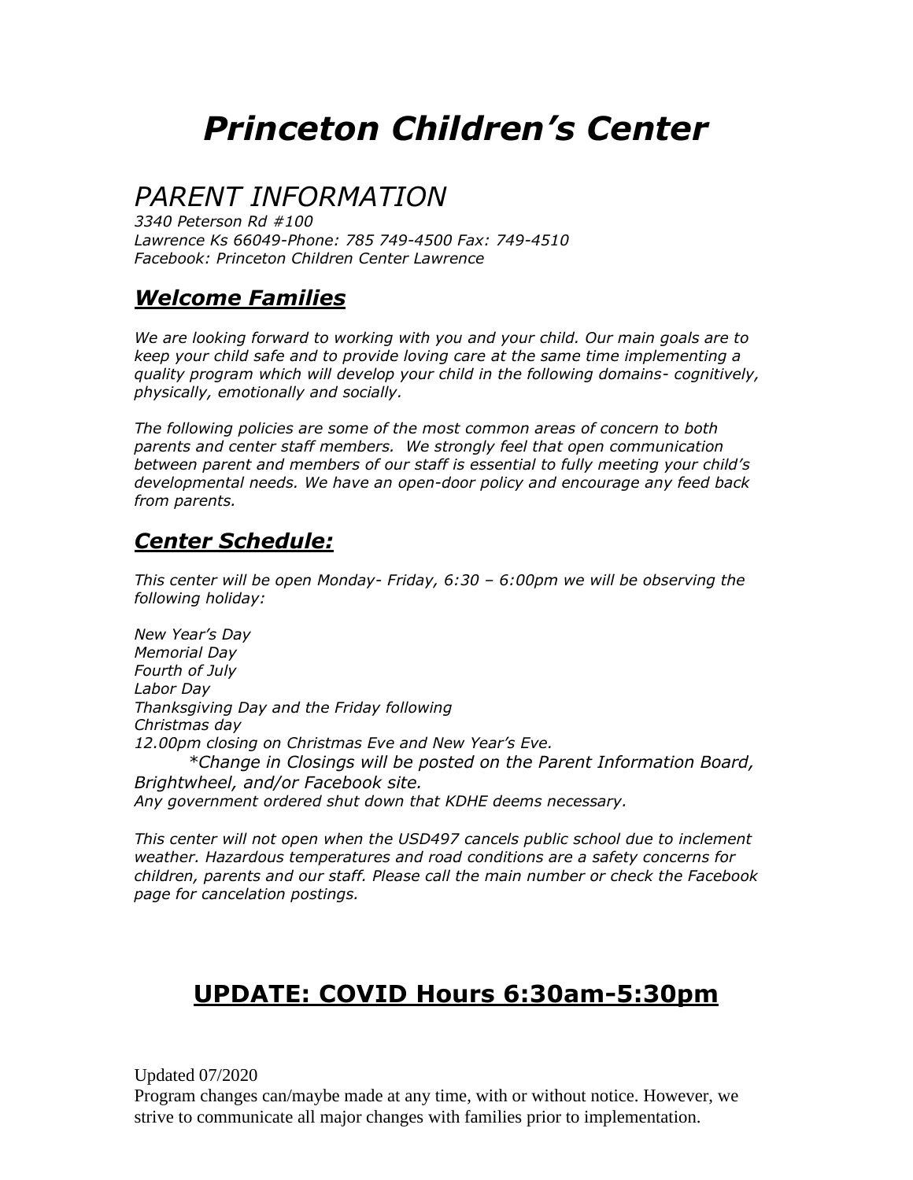# *Princeton Children's Center*

## *PARENT INFORMATION*

*3340 Peterson Rd #100*
*Lawrence Ks 66049-Phone: 785 749-4500 Fax: 749-4510*
*Facebook: Princeton Children Center Lawrence*

### ***Welcome Families***

*We are looking forward to working with you and your child. Our main goals are to keep your child safe and to provide loving care at the same time implementing a quality program which will develop your child in the following domains- cognitively, physically, emotionally and socially.*

*The following policies are some of the most common areas of concern to both parents and center staff members. We strongly feel that open communication between parent and members of our staff is essential to fully meeting your child's developmental needs. We have an open-door policy and encourage any feed back from parents.*

### ***Center Schedule:***

*This center will be open Monday- Friday, 6:30 – 6:00pm we will be observing the following holiday:*

*New Year's Day*
*Memorial Day*
*Fourth of July*
*Labor Day*
*Thanksgiving Day and the Friday following*
*Christmas day*
*12.00pm closing on Christmas Eve and New Year's Eve.*
*\*Change in Closings will be posted on the Parent Information Board, Brightwheel, and/or Facebook site.*
*Any government ordered shut down that KDHE deems necessary.*

*This center will not open when the USD497 cancels public school due to inclement weather. Hazardous temperatures and road conditions are a safety concerns for children, parents and our staff. Please call the main number or check the Facebook page for cancelation postings.*

## **UPDATE: COVID Hours 6:30am-5:30pm**

Updated 07/2020
Program changes can/maybe made at any time, with or without notice. However, we strive to communicate all major changes with families prior to implementation.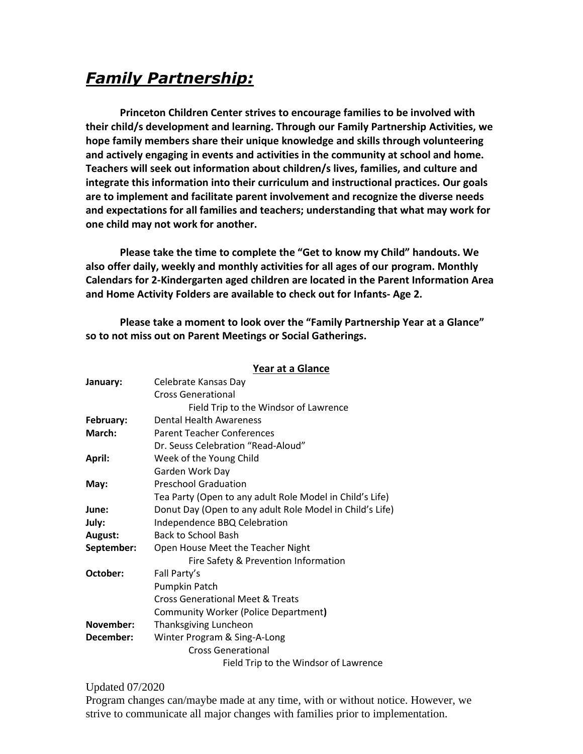# ***Family Partnership:***

**Princeton Children Center strives to encourage families to be involved with their child/s development and learning. Through our Family Partnership Activities, we hope family members share their unique knowledge and skills through volunteering and actively engaging in events and activities in the community at school and home. Teachers will seek out information about children/s lives, families, and culture and integrate this information into their curriculum and instructional practices. Our goals are to implement and facilitate parent involvement and recognize the diverse needs and expectations for all families and teachers; understanding that what may work for one child may not work for another.**

**Please take the time to complete the "Get to know my Child" handouts. We also offer daily, weekly and monthly activities for all ages of our program. Monthly Calendars for 2-Kindergarten aged children are located in the Parent Information Area and Home Activity Folders are available to check out for Infants- Age 2.**

**Please take a moment to look over the "Family Partnership Year at a Glance" so to not miss out on Parent Meetings or Social Gatherings.**

**Year at a Glance**

| | |
|---|---|
| **January:** | Celebrate Kansas Day |
| | Cross Generational |
| | Field Trip to the Windsor of Lawrence |
| **February:** | Dental Health Awareness |
| **March:** | Parent Teacher Conferences |
| | Dr. Seuss Celebration "Read-Aloud" |
| **April:** | Week of the Young Child |
| | Garden Work Day |
| **May:** | Preschool Graduation |
| | Tea Party (Open to any adult Role Model in Child's Life) |
| **June:** | Donut Day (Open to any adult Role Model in Child's Life) |
| **July:** | Independence BBQ Celebration |
| **August:** | Back to School Bash |
| **September:** | Open House Meet the Teacher Night |
| | Fire Safety & Prevention Information |
| **October:** | Fall Party's |
| | Pumpkin Patch |
| | Cross Generational Meet & Treats |
| | Community Worker (Police Department**)** |
| **November:** | Thanksgiving Luncheon |
| **December:** | Winter Program & Sing-A-Long |
| | Cross Generational |
| | Field Trip to the Windsor of Lawrence |

Updated 07/2020

Program changes can/maybe made at any time, with or without notice. However, we strive to communicate all major changes with families prior to implementation.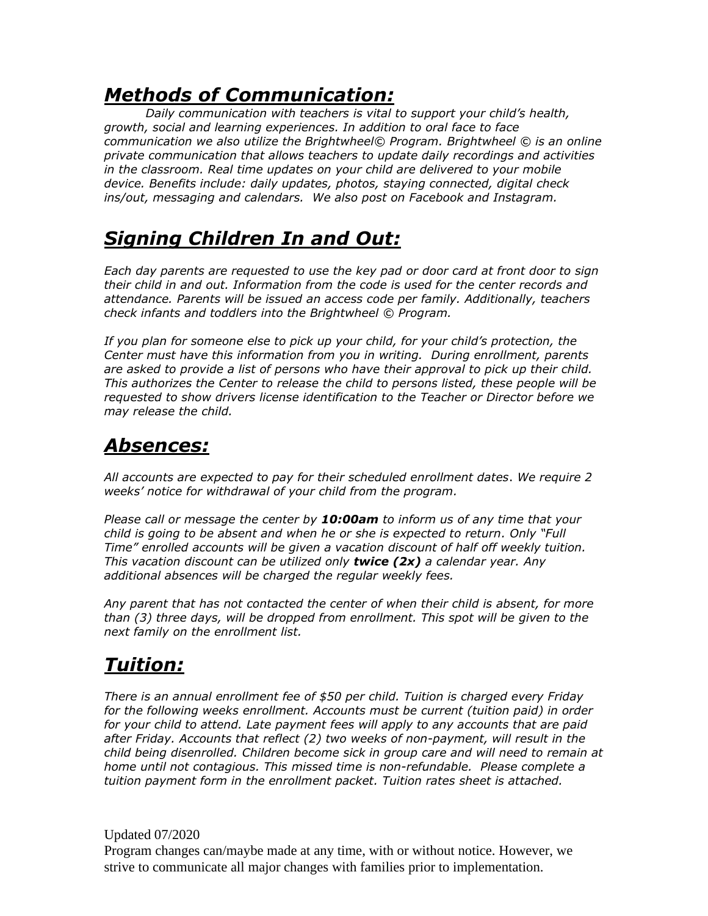## ***Methods of Communication:***

*Daily communication with teachers is vital to support your child's health, growth, social and learning experiences. In addition to oral face to face communication we also utilize the Brightwheel© Program. Brightwheel © is an online private communication that allows teachers to update daily recordings and activities in the classroom. Real time updates on your child are delivered to your mobile device. Benefits include: daily updates, photos, staying connected, digital check ins/out, messaging and calendars. We also post on Facebook and Instagram.*

## ***Signing Children In and Out:***

*Each day parents are requested to use the key pad or door card at front door to sign their child in and out. Information from the code is used for the center records and attendance. Parents will be issued an access code per family. Additionally, teachers check infants and toddlers into the Brightwheel © Program.*

*If you plan for someone else to pick up your child, for your child's protection, the Center must have this information from you in writing. During enrollment, parents are asked to provide a list of persons who have their approval to pick up their child. This authorizes the Center to release the child to persons listed, these people will be requested to show drivers license identification to the Teacher or Director before we may release the child.*

## ***Absences:***

*All accounts are expected to pay for their scheduled enrollment dates. We require 2 weeks' notice for withdrawal of your child from the program.*

*Please call or message the center by **10:00am** to inform us of any time that your child is going to be absent and when he or she is expected to return. Only "Full Time" enrolled accounts will be given a vacation discount of half off weekly tuition. This vacation discount can be utilized only **twice (2x)** a calendar year. Any additional absences will be charged the regular weekly fees.*

*Any parent that has not contacted the center of when their child is absent, for more than (3) three days, will be dropped from enrollment. This spot will be given to the next family on the enrollment list.*

## ***Tuition:***

*There is an annual enrollment fee of $50 per child. Tuition is charged every Friday for the following weeks enrollment. Accounts must be current (tuition paid) in order for your child to attend. Late payment fees will apply to any accounts that are paid after Friday. Accounts that reflect (2) two weeks of non-payment, will result in the child being disenrolled. Children become sick in group care and will need to remain at home until not contagious. This missed time is non-refundable. Please complete a tuition payment form in the enrollment packet. Tuition rates sheet is attached.*

Updated 07/2020
Program changes can/maybe made at any time, with or without notice. However, we strive to communicate all major changes with families prior to implementation.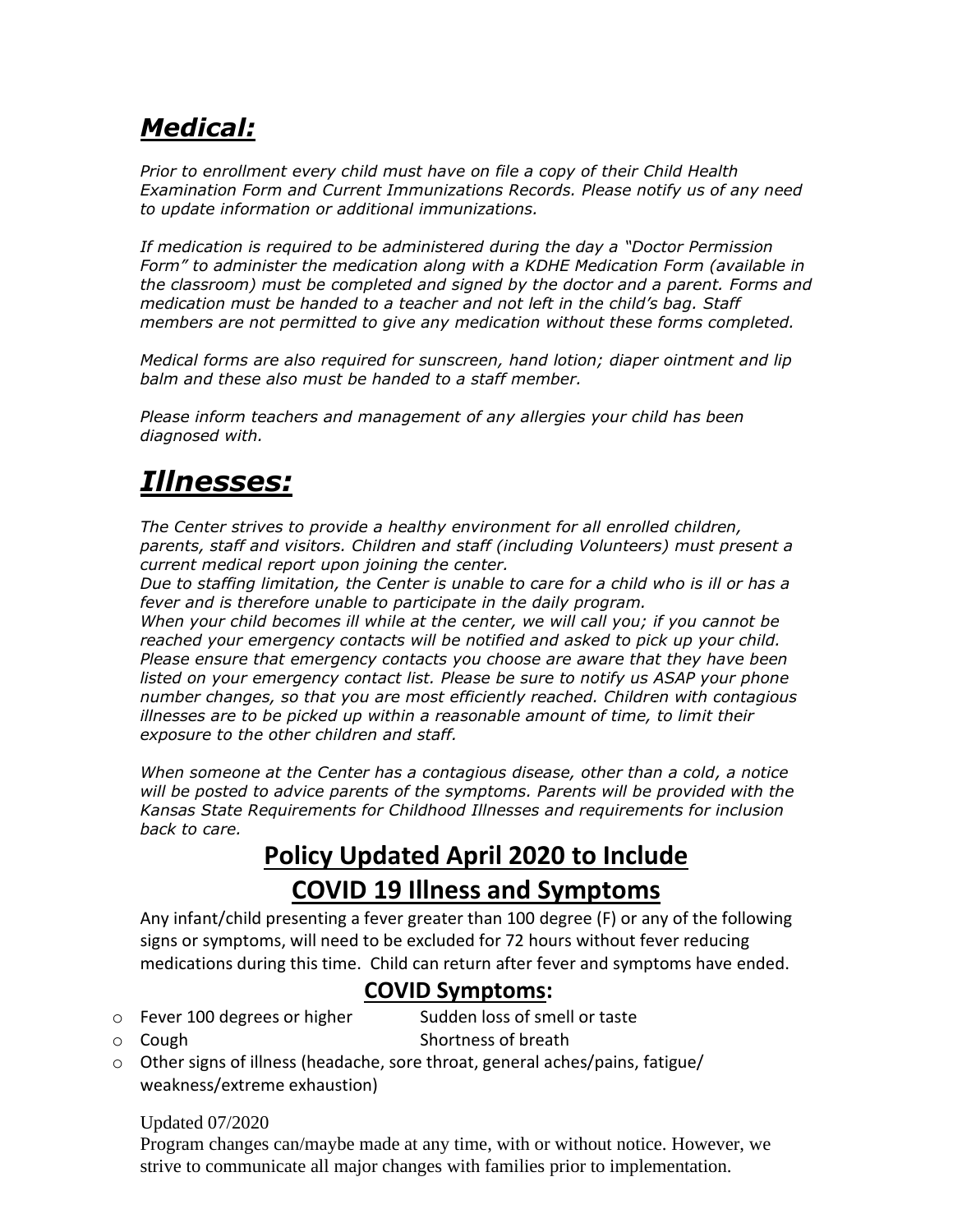## ***Medical:***

*Prior to enrollment every child must have on file a copy of their Child Health Examination Form and Current Immunizations Records. Please notify us of any need to update information or additional immunizations.*

*If medication is required to be administered during the day a "Doctor Permission Form" to administer the medication along with a KDHE Medication Form (available in the classroom) must be completed and signed by the doctor and a parent. Forms and medication must be handed to a teacher and not left in the child's bag. Staff members are not permitted to give any medication without these forms completed.*

*Medical forms are also required for sunscreen, hand lotion; diaper ointment and lip balm and these also must be handed to a staff member.*

*Please inform teachers and management of any allergies your child has been diagnosed with.*

## ***Illnesses:***

*The Center strives to provide a healthy environment for all enrolled children, parents, staff and visitors. Children and staff (including Volunteers) must present a current medical report upon joining the center.*
*Due to staffing limitation, the Center is unable to care for a child who is ill or has a fever and is therefore unable to participate in the daily program.*
*When your child becomes ill while at the center, we will call you; if you cannot be reached your emergency contacts will be notified and asked to pick up your child. Please ensure that emergency contacts you choose are aware that they have been listed on your emergency contact list. Please be sure to notify us ASAP your phone number changes, so that you are most efficiently reached. Children with contagious illnesses are to be picked up within a reasonable amount of time, to limit their exposure to the other children and staff.*

*When someone at the Center has a contagious disease, other than a cold, a notice will be posted to advice parents of the symptoms. Parents will be provided with the Kansas State Requirements for Childhood Illnesses and requirements for inclusion back to care.*

### **Policy Updated April 2020 to Include COVID 19 Illness and Symptoms**

Any infant/child presenting a fever greater than 100 degree (F) or any of the following signs or symptoms, will need to be excluded for 72 hours without fever reducing medications during this time. Child can return after fever and symptoms have ended.

### **COVID Symptoms:**

- Fever 100 degrees or higher
- Sudden loss of smell or taste
- Cough
- Shortness of breath
- Other signs of illness (headache, sore throat, general aches/pains, fatigue/ weakness/extreme exhaustion)

Updated 07/2020
Program changes can/maybe made at any time, with or without notice. However, we strive to communicate all major changes with families prior to implementation.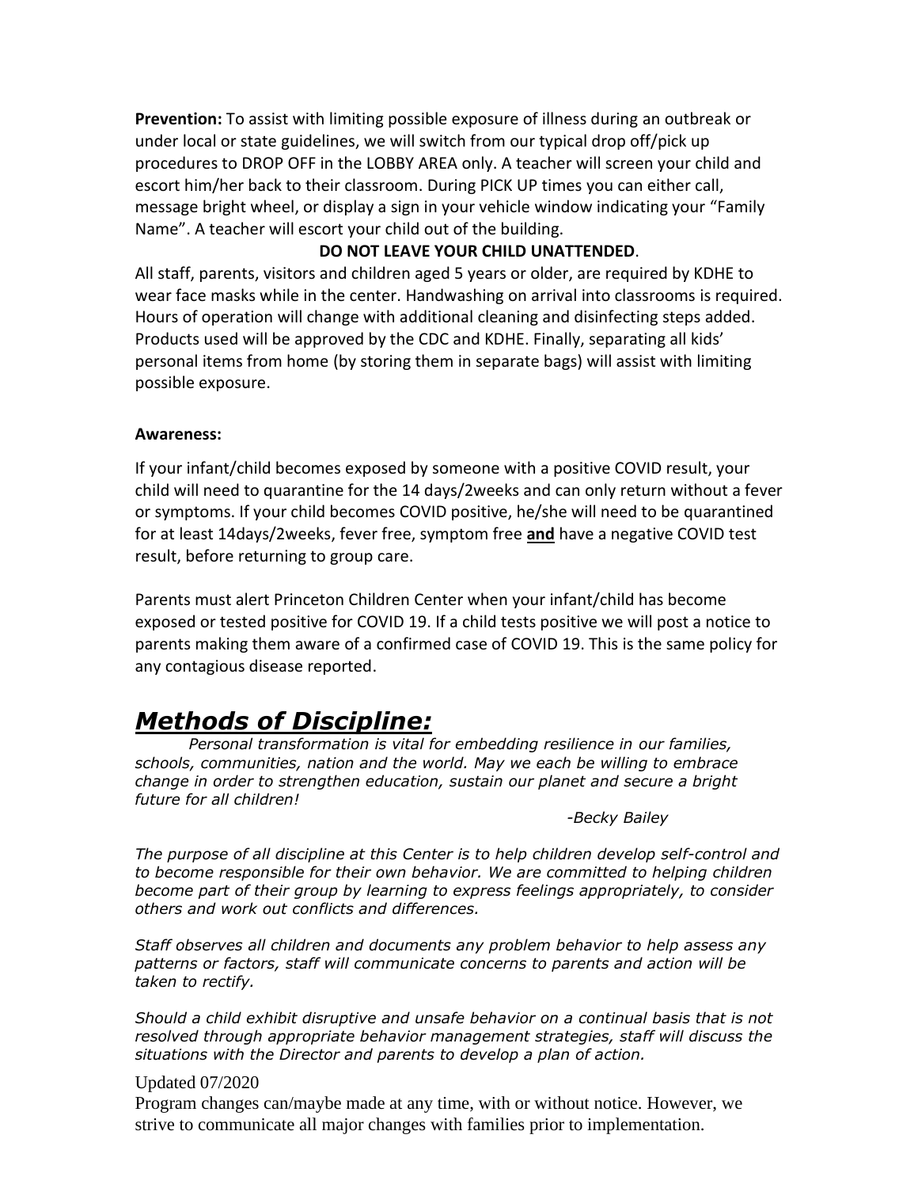**Prevention:** To assist with limiting possible exposure of illness during an outbreak or under local or state guidelines, we will switch from our typical drop off/pick up procedures to DROP OFF in the LOBBY AREA only. A teacher will screen your child and escort him/her back to their classroom. During PICK UP times you can either call, message bright wheel, or display a sign in your vehicle window indicating your "Family Name". A teacher will escort your child out of the building.

**DO NOT LEAVE YOUR CHILD UNATTENDED**.

All staff, parents, visitors and children aged 5 years or older, are required by KDHE to wear face masks while in the center. Handwashing on arrival into classrooms is required. Hours of operation will change with additional cleaning and disinfecting steps added. Products used will be approved by the CDC and KDHE. Finally, separating all kids' personal items from home (by storing them in separate bags) will assist with limiting possible exposure.

**Awareness:**

If your infant/child becomes exposed by someone with a positive COVID result, your child will need to quarantine for the 14 days/2weeks and can only return without a fever or symptoms. If your child becomes COVID positive, he/she will need to be quarantined for at least 14days/2weeks, fever free, symptom free **<u>and</u>** have a negative COVID test result, before returning to group care.

Parents must alert Princeton Children Center when your infant/child has become exposed or tested positive for COVID 19. If a child tests positive we will post a notice to parents making them aware of a confirmed case of COVID 19. This is the same policy for any contagious disease reported.

## ***Methods of Discipline:***

*Personal transformation is vital for embedding resilience in our families, schools, communities, nation and the world. May we each be willing to embrace change in order to strengthen education, sustain our planet and secure a bright future for all children!*

*-Becky Bailey*

*The purpose of all discipline at this Center is to help children develop self-control and to become responsible for their own behavior. We are committed to helping children become part of their group by learning to express feelings appropriately, to consider others and work out conflicts and differences.*

*Staff observes all children and documents any problem behavior to help assess any patterns or factors, staff will communicate concerns to parents and action will be taken to rectify.*

*Should a child exhibit disruptive and unsafe behavior on a continual basis that is not resolved through appropriate behavior management strategies, staff will discuss the situations with the Director and parents to develop a plan of action.*

Updated 07/2020

Program changes can/maybe made at any time, with or without notice. However, we strive to communicate all major changes with families prior to implementation.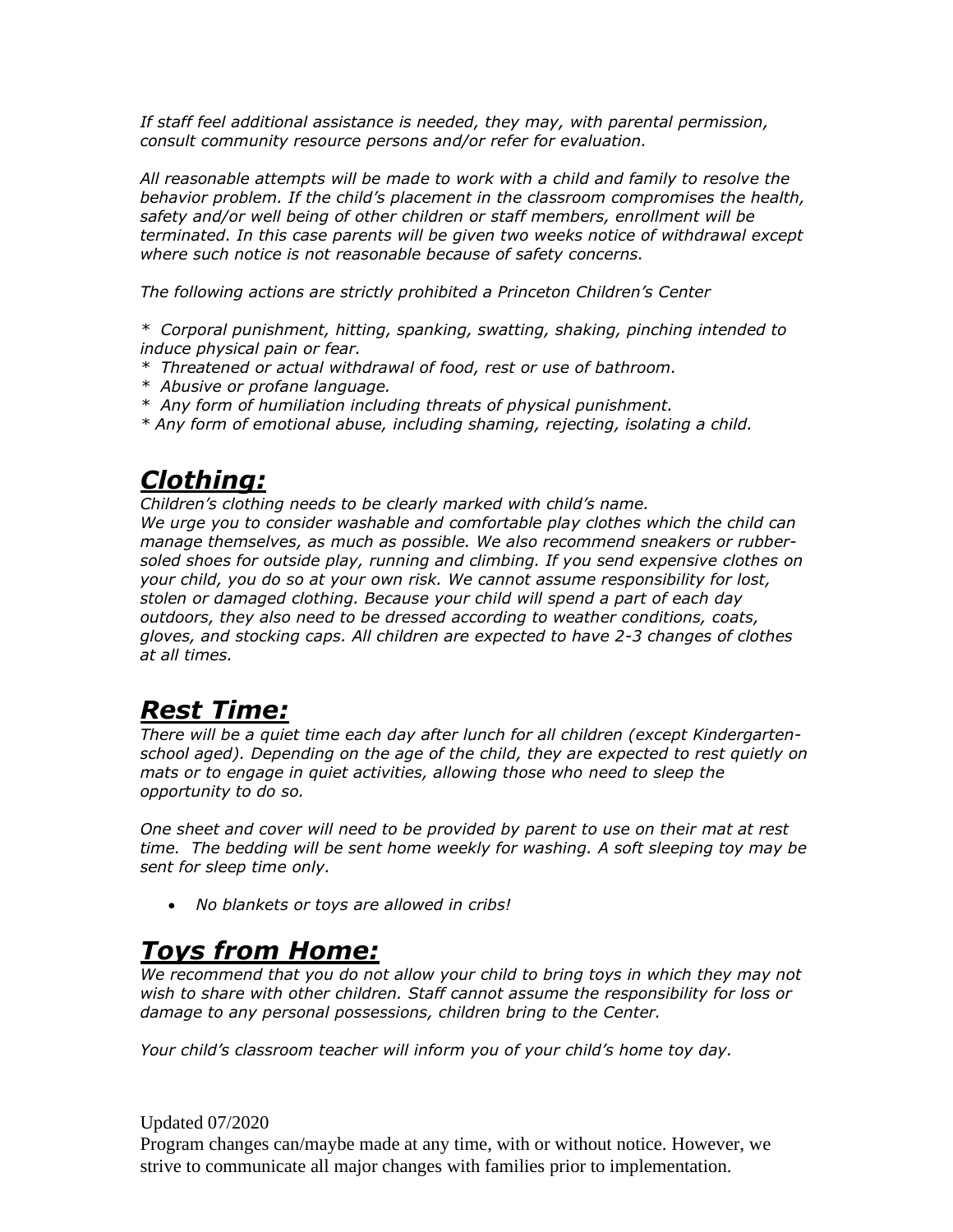*If staff feel additional assistance is needed, they may, with parental permission, consult community resource persons and/or refer for evaluation.*

*All reasonable attempts will be made to work with a child and family to resolve the behavior problem. If the child's placement in the classroom compromises the health, safety and/or well being of other children or staff members, enrollment will be terminated. In this case parents will be given two weeks notice of withdrawal except where such notice is not reasonable because of safety concerns.*

*The following actions are strictly prohibited a Princeton Children's Center*

*\* Corporal punishment, hitting, spanking, swatting, shaking, pinching intended to induce physical pain or fear.*
*\* Threatened or actual withdrawal of food, rest or use of bathroom.*
*\* Abusive or profane language.*
*\* Any form of humiliation including threats of physical punishment.*
*\* Any form of emotional abuse, including shaming, rejecting, isolating a child.*

## *Clothing:*

*Children's clothing needs to be clearly marked with child's name.*
*We urge you to consider washable and comfortable play clothes which the child can manage themselves, as much as possible. We also recommend sneakers or rubber-soled shoes for outside play, running and climbing. If you send expensive clothes on your child, you do so at your own risk. We cannot assume responsibility for lost, stolen or damaged clothing. Because your child will spend a part of each day outdoors, they also need to be dressed according to weather conditions, coats, gloves, and stocking caps. All children are expected to have 2-3 changes of clothes at all times.*

## *Rest Time:*

*There will be a quiet time each day after lunch for all children (except Kindergarten-school aged). Depending on the age of the child, they are expected to rest quietly on mats or to engage in quiet activities, allowing those who need to sleep the opportunity to do so.*

*One sheet and cover will need to be provided by parent to use on their mat at rest time. The bedding will be sent home weekly for washing. A soft sleeping toy may be sent for sleep time only.*

- *No blankets or toys are allowed in cribs!*

## *Toys from Home:*

*We recommend that you do not allow your child to bring toys in which they may not wish to share with other children. Staff cannot assume the responsibility for loss or damage to any personal possessions, children bring to the Center.*

*Your child's classroom teacher will inform you of your child's home toy day.*

Updated 07/2020
Program changes can/maybe made at any time, with or without notice. However, we strive to communicate all major changes with families prior to implementation.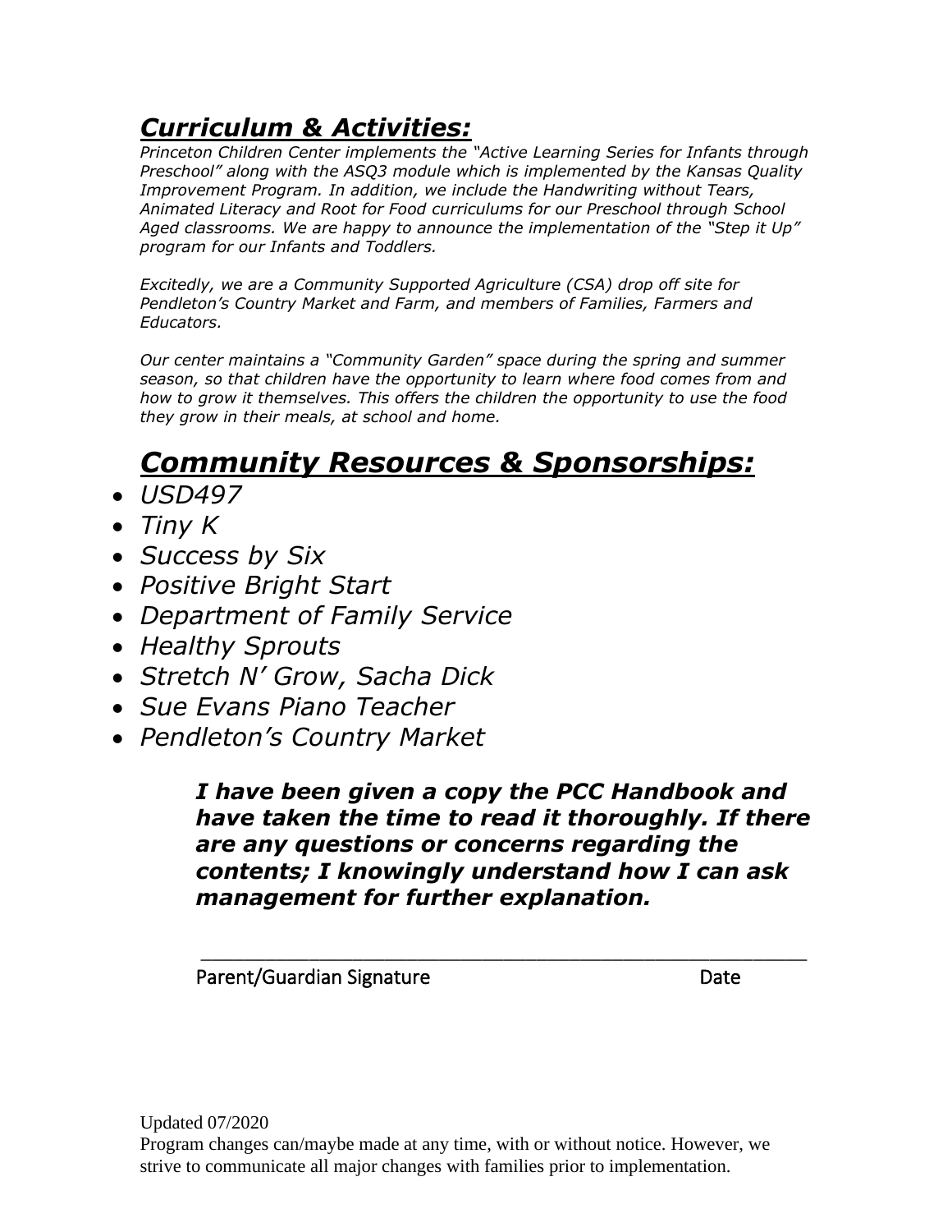## ***Curriculum & Activities:***

*Princeton Children Center implements the "Active Learning Series for Infants through Preschool" along with the ASQ3 module which is implemented by the Kansas Quality Improvement Program. In addition, we include the Handwriting without Tears, Animated Literacy and Root for Food curriculums for our Preschool through School Aged classrooms. We are happy to announce the implementation of the "Step it Up" program for our Infants and Toddlers.*

*Excitedly, we are a Community Supported Agriculture (CSA) drop off site for Pendleton's Country Market and Farm, and members of Families, Farmers and Educators.*

*Our center maintains a "Community Garden" space during the spring and summer season, so that children have the opportunity to learn where food comes from and how to grow it themselves. This offers the children the opportunity to use the food they grow in their meals, at school and home.*

## ***Community Resources & Sponsorships:***

- *USD497*
- *Tiny K*
- *Success by Six*
- *Positive Bright Start*
- *Department of Family Service*
- *Healthy Sprouts*
- *Stretch N' Grow, Sacha Dick*
- *Sue Evans Piano Teacher*
- *Pendleton's Country Market*

***I have been given a copy the PCC Handbook and have taken the time to read it thoroughly. If there are any questions or concerns regarding the contents; I knowingly understand how I can ask management for further explanation.***

\_\_\_\_\_\_\_\_\_\_\_\_\_\_\_\_\_\_\_\_\_\_\_\_\_\_\_\_\_\_\_\_\_\_\_\_\_\_\_\_\_\_\_\_\_\_\_\_\_\_\_\_\_\_

Parent/Guardian Signature Date

Updated 07/2020

Program changes can/maybe made at any time, with or without notice. However, we strive to communicate all major changes with families prior to implementation.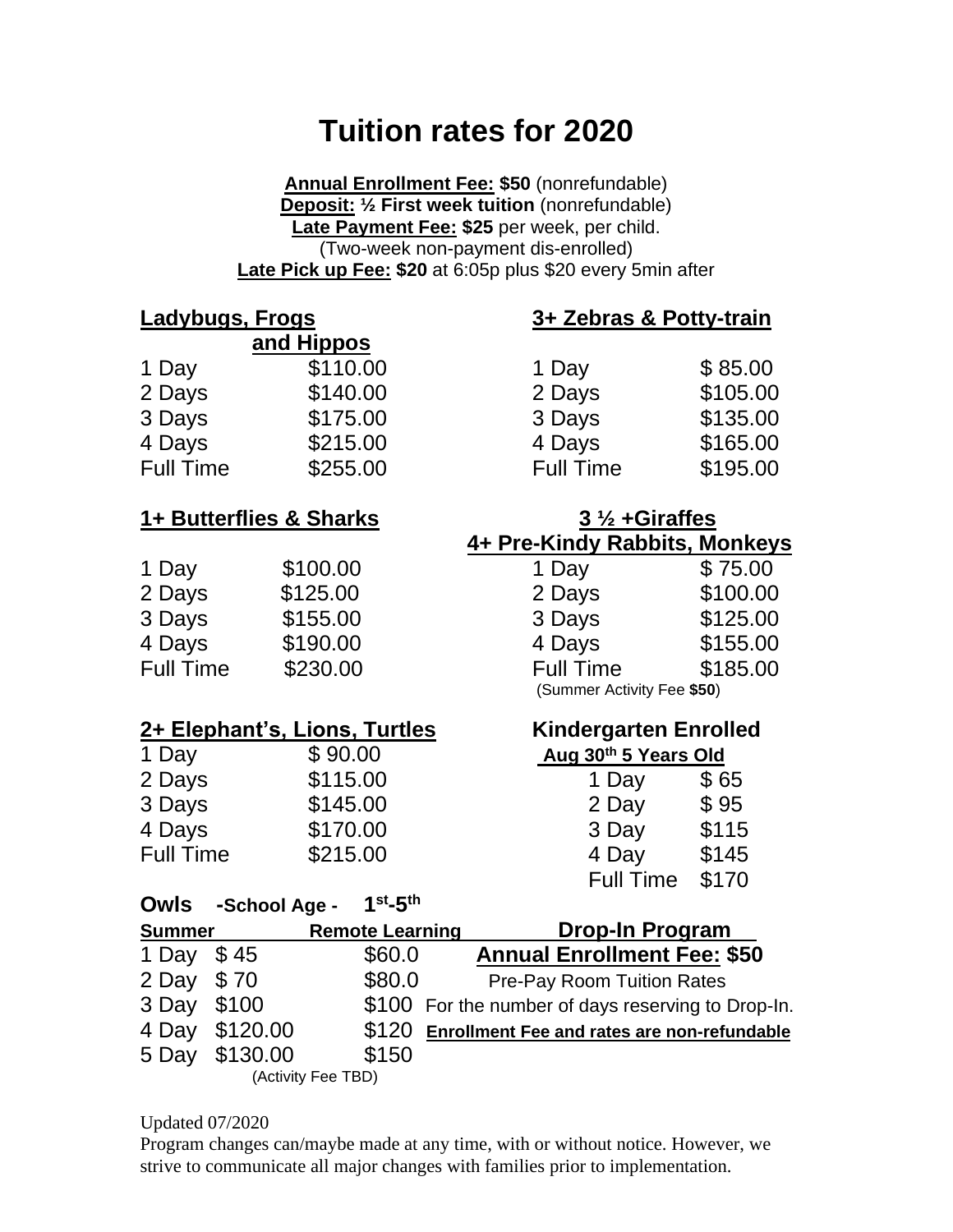# Tuition rates for 2020

**Annual Enrollment Fee: $50** (nonrefundable)
**Deposit: ½ First week tuition** (nonrefundable)
**Late Payment Fee: $25** per week, per child.
(Two-week non-payment dis-enrolled)
**Late Pick up Fee: $20** at 6:05p plus $20 every 5min after

**Ladybugs, Frogs and Hippos**

| | |
|---|---|
| 1 Day | $110.00 |
| 2 Days | $140.00 |
| 3 Days | $175.00 |
| 4 Days | $215.00 |
| Full Time | $255.00 |

**3+ Zebras & Potty-train**

| | |
|---|---|
| 1 Day | $ 85.00 |
| 2 Days | $105.00 |
| 3 Days | $135.00 |
| 4 Days | $165.00 |
| Full Time | $195.00 |

**1+ Butterflies & Sharks**

| | |
|---|---|
| 1 Day | $100.00 |
| 2 Days | $125.00 |
| 3 Days | $155.00 |
| 4 Days | $190.00 |
| Full Time | $230.00 |

**3 ½ +Giraffes**
**4+ Pre-Kindy Rabbits, Monkeys**

| | |
|---|---|
| 1 Day | $ 75.00 |
| 2 Days | $100.00 |
| 3 Days | $125.00 |
| 4 Days | $155.00 |
| Full Time | $185.00 |

(Summer Activity Fee **$50**)

**2+ Elephant's, Lions, Turtles**

| | |
|---|---|
| 1 Day | $ 90.00 |
| 2 Days | $115.00 |
| 3 Days | $145.00 |
| 4 Days | $170.00 |
| Full Time | $215.00 |

**Kindergarten Enrolled**
**Aug 30th 5 Years Old**

| | |
|---|---|
| 1 Day | $ 65 |
| 2 Day | $ 95 |
| 3 Day | $115 |
| 4 Day | $145 |
| Full Time | $170 |

**Owls -School Age - 1st-5th**

| | Summer | Remote Learning |
|---|---|---|
| 1 Day | $ 45 | $60.0 |
| 2 Day | $ 70 | $80.0 |
| 3 Day | $100 | $100 |
| 4 Day | $120.00 | $120 |
| 5 Day | $130.00 | $150 |

(Activity Fee TBD)

**Drop-In Program**

**Annual Enrollment Fee: $50**
Pre-Pay Room Tuition Rates
For the number of days reserving to Drop-In.
**Enrollment Fee and rates are non-refundable**

Updated 07/2020
Program changes can/maybe made at any time, with or without notice. However, we strive to communicate all major changes with families prior to implementation.